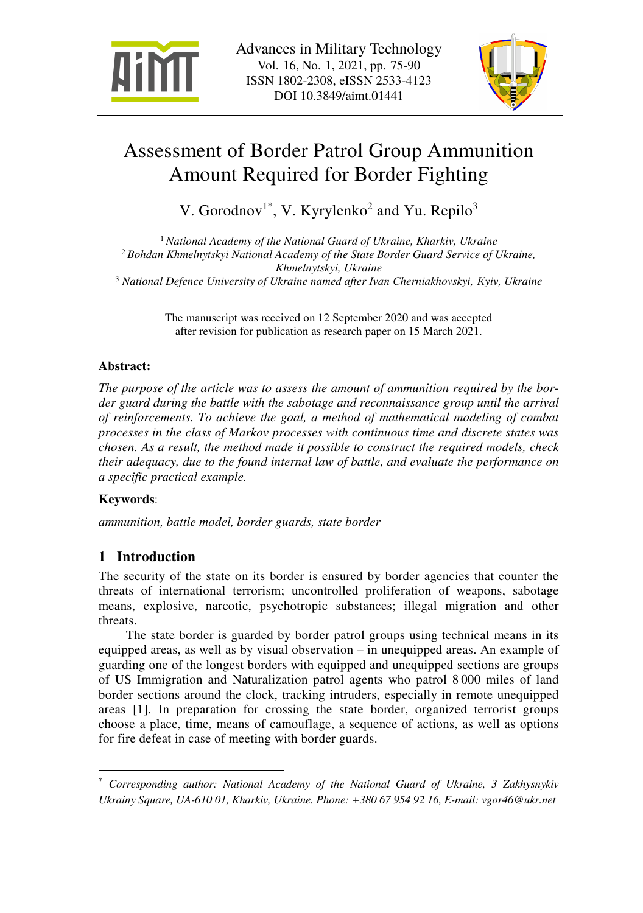# Assessment of Border Patrol Group Ammunition Amount Required for Border Fighting

V. Gorodnov[1*], V. Kyrylenko[2] and Yu. Repilo[3]

[1] *National Academy of the National Guard of Ukraine, Kharkiv, Ukraine*
[2] *Bohdan Khmelnytskyi National Academy of the State Border Guard Service of Ukraine, Khmelnytskyi, Ukraine*
[3] *National Defence University of Ukraine named after Ivan Cherniakhovskyi, Kyiv, Ukraine*

The manuscript was received on 12 September 2020 and was accepted after revision for publication as research paper on 15 March 2021.

**Abstract:**

*The purpose of the article was to assess the amount of ammunition required by the border guard during the battle with the sabotage and reconnaissance group until the arrival of reinforcements. To achieve the goal, a method of mathematical modeling of combat processes in the class of Markov processes with continuous time and discrete states was chosen. As a result, the method made it possible to construct the required models, check their adequacy, due to the found internal law of battle, and evaluate the performance on a specific practical example.*

**Keywords**:

*ammunition, battle model, border guards, state border*

## 1 Introduction

The security of the state on its border is ensured by border agencies that counter the threats of international terrorism; uncontrolled proliferation of weapons, sabotage means, explosive, narcotic, psychotropic substances; illegal migration and other threats.

The state border is guarded by border patrol groups using technical means in its equipped areas, as well as by visual observation – in unequipped areas. An example of guarding one of the longest borders with equipped and unequipped sections are groups of US Immigration and Naturalization patrol agents who patrol 8 000 miles of land border sections around the clock, tracking intruders, especially in remote unequipped areas [1]. In preparation for crossing the state border, organized terrorist groups choose a place, time, means of camouflage, a sequence of actions, as well as options for fire defeat in case of meeting with border guards.

---

[*] *Corresponding author: National Academy of the National Guard of Ukraine, 3 Zakhysnykiv Ukrainy Square, UA-610 01, Kharkiv, Ukraine. Phone: +380 67 954 92 16, E-mail: vgor46@ukr.net*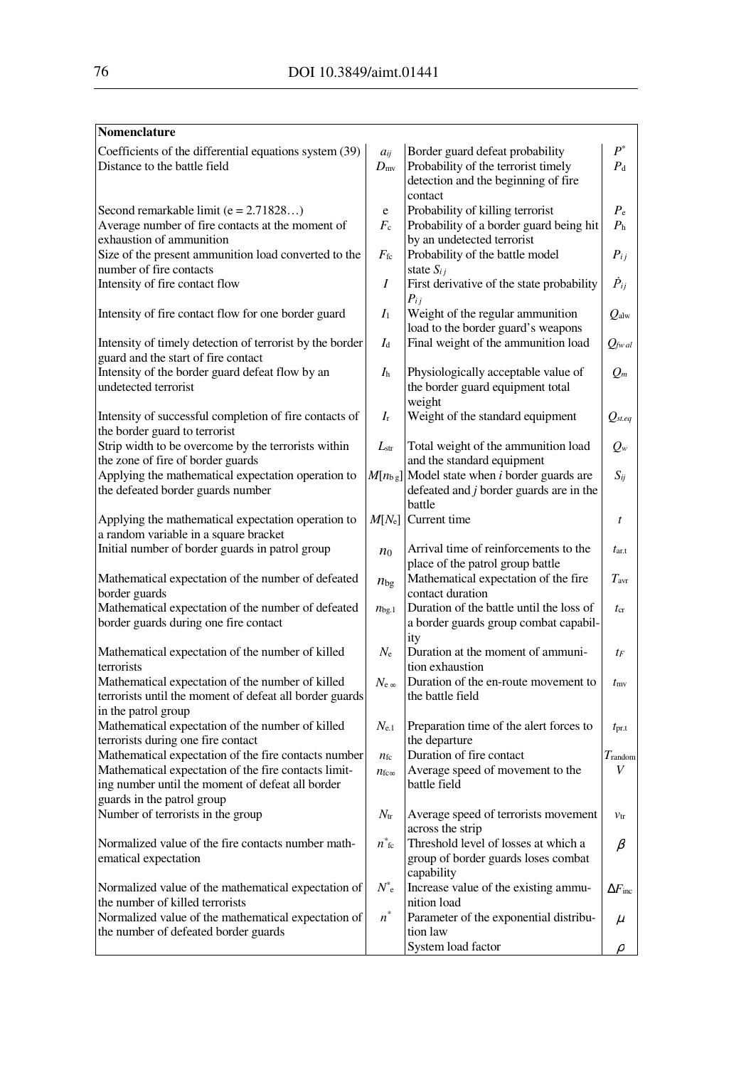| **Nomenclature** | | | |
|---|---|---|---|
| Coefficients of the differential equations system (39) | $a_{ij}$ | Border guard defeat probability | $P^*$ |
| Distance to the battle field | $D_{mv}$ | Probability of the terrorist timely detection and the beginning of fire contact | $P_d$ |
| Second remarkable limit (e = 2.71828…) | e | Probability of killing terrorist | $P_e$ |
| Average number of fire contacts at the moment of exhaustion of ammunition | $F_c$ | Probability of a border guard being hit by an undetected terrorist | $P_h$ |
| Size of the present ammunition load converted to the number of fire contacts | $F_{fc}$ | Probability of the battle model state $S_{ij}$ | $P_{ij}$ |
| Intensity of fire contact flow | $I$ | First derivative of the state probability $P_{ij}$ | $\dot{P}_{ij}$ |
| Intensity of fire contact flow for one border guard | $I_1$ | Weight of the regular ammunition load to the border guard's weapons | $Q_{alw}$ |
| Intensity of timely detection of terrorist by the border guard and the start of fire contact | $I_d$ | Final weight of the ammunition load | $Q_{fw\,al}$ |
| Intensity of the border guard defeat flow by an undetected terrorist | $I_h$ | Physiologically acceptable value of the border guard equipment total weight | $Q_m$ |
| Intensity of successful completion of fire contacts of the border guard to terrorist | $I_t$ | Weight of the standard equipment | $Q_{st.eq}$ |
| Strip width to be overcome by the terrorists within the zone of fire of border guards | $L_{str}$ | Total weight of the ammunition load and the standard equipment | $Q_w$ |
| Applying the mathematical expectation operation to the defeated border guards number | $M[n_{bg}]$ | Model state when $i$ border guards are defeated and $j$ border guards are in the battle | $S_{ij}$ |
| Applying the mathematical expectation operation to a random variable in a square bracket | $M[N_e]$ | Current time | $t$ |
| Initial number of border guards in patrol group | $n_0$ | Arrival time of reinforcements to the place of the patrol group battle | $t_{ar.t}$ |
| Mathematical expectation of the number of defeated border guards | $n_{bg}$ | Mathematical expectation of the fire contact duration | $T_{avr}$ |
| Mathematical expectation of the number of defeated border guards during one fire contact | $n_{bg.1}$ | Duration of the battle until the loss of a border guards group combat capability | $t_{cr}$ |
| Mathematical expectation of the number of killed terrorists | $N_e$ | Duration at the moment of ammunition exhaustion | $t_F$ |
| Mathematical expectation of the number of killed terrorists until the moment of defeat all border guards in the patrol group | $N_{e\,\infty}$ | Duration of the en-route movement to the battle field | $t_{mv}$ |
| Mathematical expectation of the number of killed terrorists during one fire contact | $N_{e.1}$ | Preparation time of the alert forces to the departure | $t_{pr.t}$ |
| Mathematical expectation of the fire contacts number | $n_{fc}$ | Duration of fire contact | $T_{random}$ |
| Mathematical expectation of the fire contacts limiting number until the moment of defeat all border guards in the patrol group | $n_{fc\infty}$ | Average speed of movement to the battle field | $V$ |
| Number of terrorists in the group | $N_{tr}$ | Average speed of terrorists movement across the strip | $v_{tr}$ |
| Normalized value of the fire contacts number mathematical expectation | $n^*_{fc}$ | Threshold level of losses at which a group of border guards loses combat capability | $\beta$ |
| Normalized value of the mathematical expectation of the number of killed terrorists | $N^*_e$ | Increase value of the existing ammunition load | $\Delta F_{inc}$ |
| Normalized value of the mathematical expectation of the number of defeated border guards | $n^*$ | Parameter of the exponential distribution law | $\mu$ |
| | | System load factor | $\rho$ |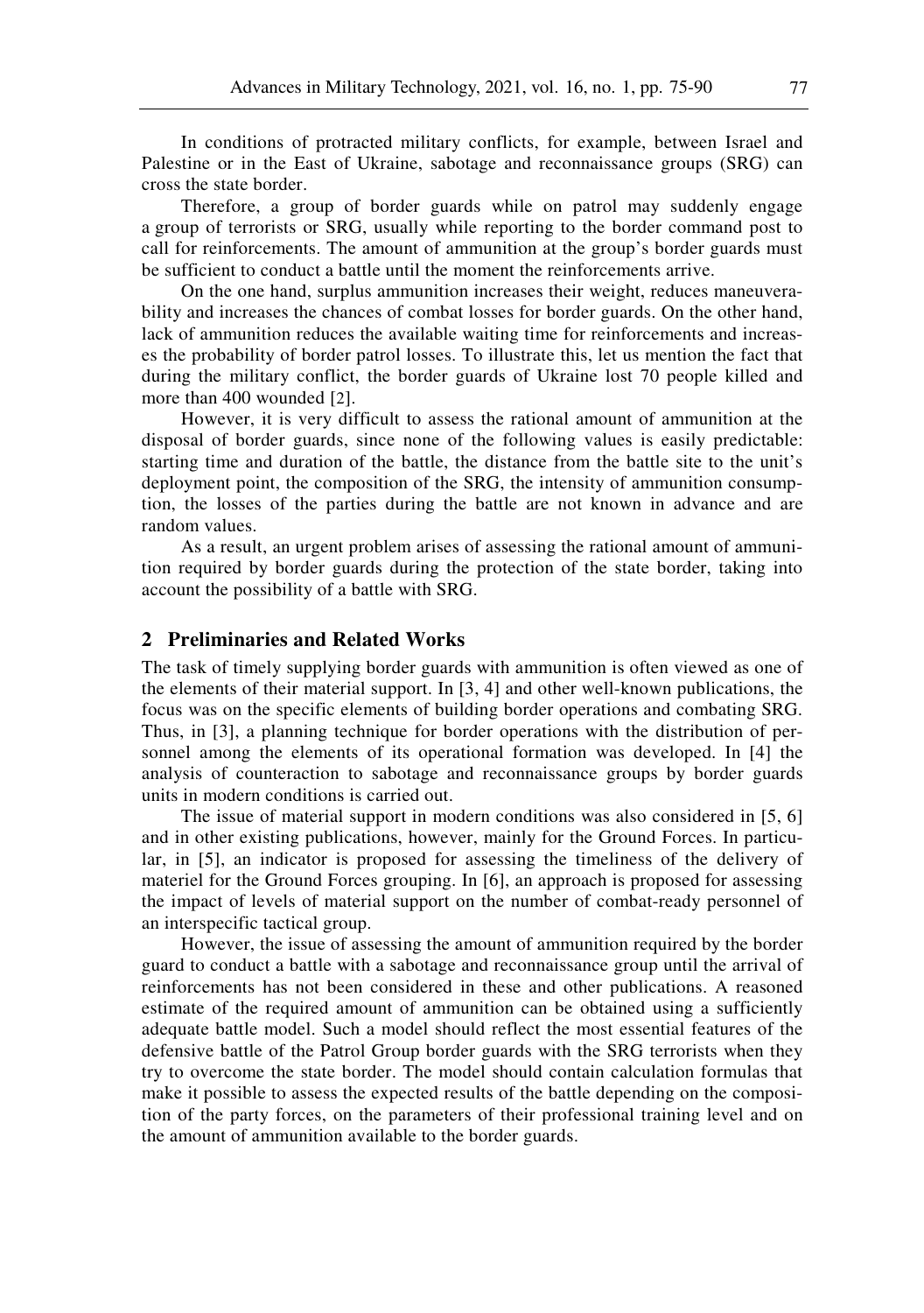In conditions of protracted military conflicts, for example, between Israel and Palestine or in the East of Ukraine, sabotage and reconnaissance groups (SRG) can cross the state border.

Therefore, a group of border guards while on patrol may suddenly engage a group of terrorists or SRG, usually while reporting to the border command post to call for reinforcements. The amount of ammunition at the group's border guards must be sufficient to conduct a battle until the moment the reinforcements arrive.

On the one hand, surplus ammunition increases their weight, reduces maneuverability and increases the chances of combat losses for border guards. On the other hand, lack of ammunition reduces the available waiting time for reinforcements and increases the probability of border patrol losses. To illustrate this, let us mention the fact that during the military conflict, the border guards of Ukraine lost 70 people killed and more than 400 wounded [2].

However, it is very difficult to assess the rational amount of ammunition at the disposal of border guards, since none of the following values is easily predictable: starting time and duration of the battle, the distance from the battle site to the unit's deployment point, the composition of the SRG, the intensity of ammunition consumption, the losses of the parties during the battle are not known in advance and are random values.

As a result, an urgent problem arises of assessing the rational amount of ammunition required by border guards during the protection of the state border, taking into account the possibility of a battle with SRG.

## 2 Preliminaries and Related Works

The task of timely supplying border guards with ammunition is often viewed as one of the elements of their material support. In [3, 4] and other well-known publications, the focus was on the specific elements of building border operations and combating SRG. Thus, in [3], a planning technique for border operations with the distribution of personnel among the elements of its operational formation was developed. In [4] the analysis of counteraction to sabotage and reconnaissance groups by border guards units in modern conditions is carried out.

The issue of material support in modern conditions was also considered in [5, 6] and in other existing publications, however, mainly for the Ground Forces. In particular, in [5], an indicator is proposed for assessing the timeliness of the delivery of materiel for the Ground Forces grouping. In [6], an approach is proposed for assessing the impact of levels of material support on the number of combat-ready personnel of an interspecific tactical group.

However, the issue of assessing the amount of ammunition required by the border guard to conduct a battle with a sabotage and reconnaissance group until the arrival of reinforcements has not been considered in these and other publications. A reasoned estimate of the required amount of ammunition can be obtained using a sufficiently adequate battle model. Such a model should reflect the most essential features of the defensive battle of the Patrol Group border guards with the SRG terrorists when they try to overcome the state border. The model should contain calculation formulas that make it possible to assess the expected results of the battle depending on the composition of the party forces, on the parameters of their professional training level and on the amount of ammunition available to the border guards.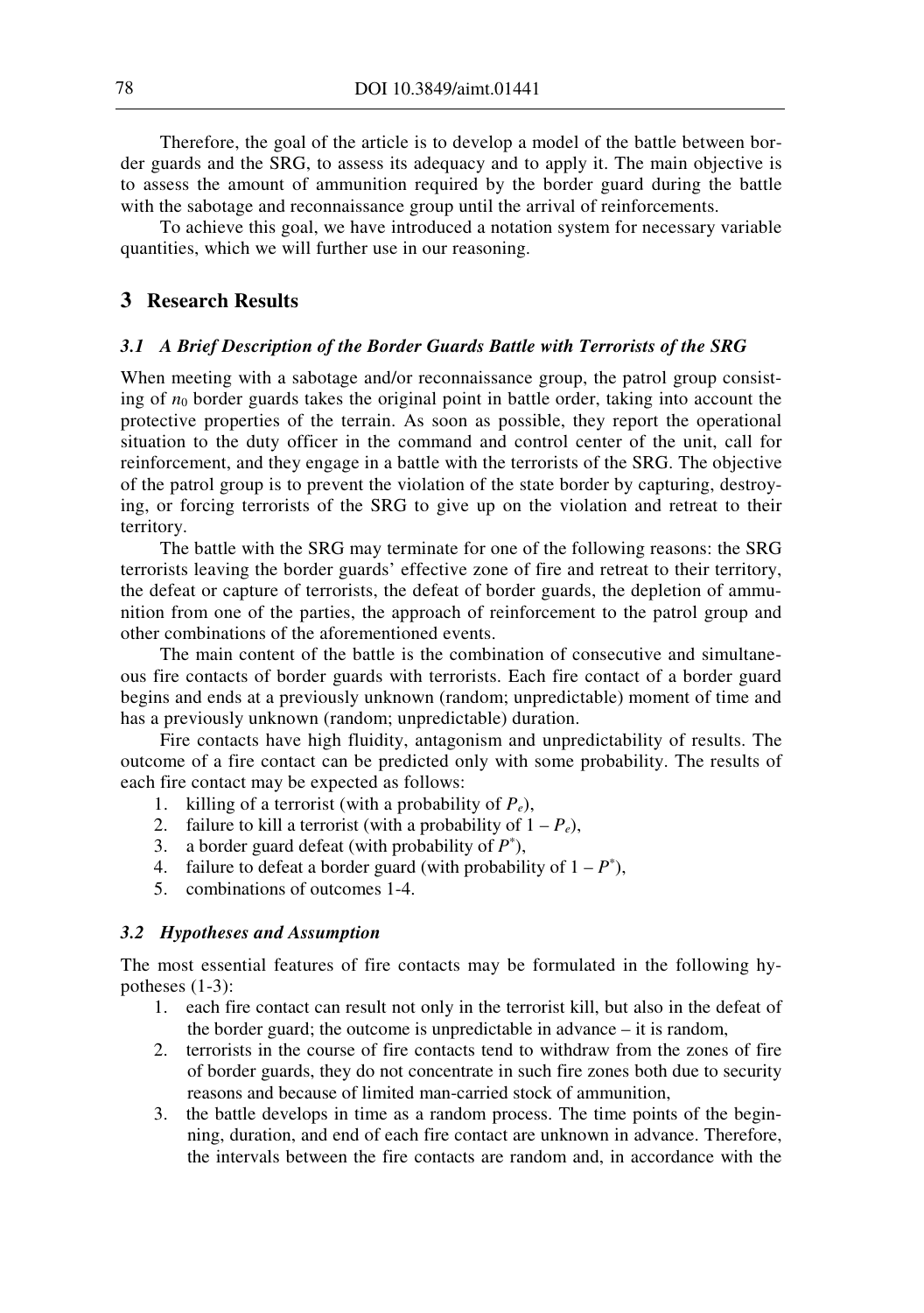Therefore, the goal of the article is to develop a model of the battle between border guards and the SRG, to assess its adequacy and to apply it. The main objective is to assess the amount of ammunition required by the border guard during the battle with the sabotage and reconnaissance group until the arrival of reinforcements.

To achieve this goal, we have introduced a notation system for necessary variable quantities, which we will further use in our reasoning.

## 3 Research Results

### *3.1 A Brief Description of the Border Guards Battle with Terrorists of the SRG*

When meeting with a sabotage and/or reconnaissance group, the patrol group consisting of $n_0$ border guards takes the original point in battle order, taking into account the protective properties of the terrain. As soon as possible, they report the operational situation to the duty officer in the command and control center of the unit, call for reinforcement, and they engage in a battle with the terrorists of the SRG. The objective of the patrol group is to prevent the violation of the state border by capturing, destroying, or forcing terrorists of the SRG to give up on the violation and retreat to their territory.

The battle with the SRG may terminate for one of the following reasons: the SRG terrorists leaving the border guards' effective zone of fire and retreat to their territory, the defeat or capture of terrorists, the defeat of border guards, the depletion of ammunition from one of the parties, the approach of reinforcement to the patrol group and other combinations of the aforementioned events.

The main content of the battle is the combination of consecutive and simultaneous fire contacts of border guards with terrorists. Each fire contact of a border guard begins and ends at a previously unknown (random; unpredictable) moment of time and has a previously unknown (random; unpredictable) duration.

Fire contacts have high fluidity, antagonism and unpredictability of results. The outcome of a fire contact can be predicted only with some probability. The results of each fire contact may be expected as follows:

1. killing of a terrorist (with a probability of $P_e$),
2. failure to kill a terrorist (with a probability of $1 - P_e$),
3. a border guard defeat (with probability of $P^*$),
4. failure to defeat a border guard (with probability of $1 - P^*$),
5. combinations of outcomes 1-4.

### *3.2 Hypotheses and Assumption*

The most essential features of fire contacts may be formulated in the following hypotheses (1-3):

1. each fire contact can result not only in the terrorist kill, but also in the defeat of the border guard; the outcome is unpredictable in advance – it is random,
2. terrorists in the course of fire contacts tend to withdraw from the zones of fire of border guards, they do not concentrate in such fire zones both due to security reasons and because of limited man-carried stock of ammunition,
3. the battle develops in time as a random process. The time points of the beginning, duration, and end of each fire contact are unknown in advance. Therefore, the intervals between the fire contacts are random and, in accordance with the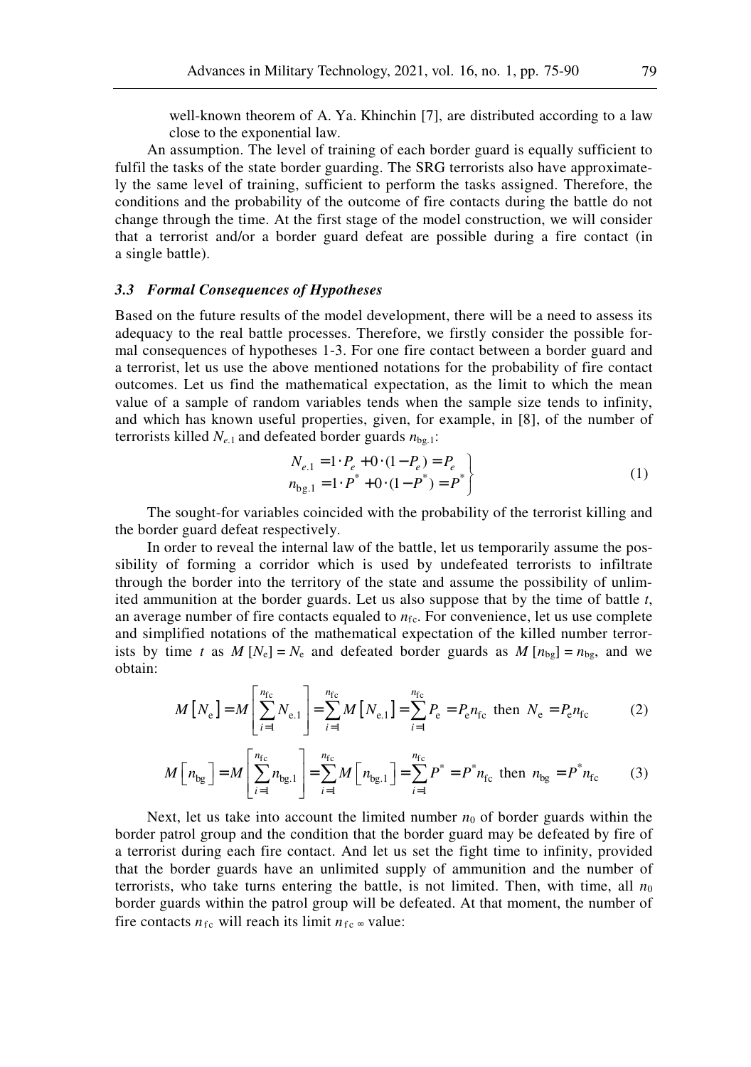well-known theorem of A. Ya. Khinchin [7], are distributed according to a law close to the exponential law.

An assumption. The level of training of each border guard is equally sufficient to fulfil the tasks of the state border guarding. The SRG terrorists also have approximately the same level of training, sufficient to perform the tasks assigned. Therefore, the conditions and the probability of the outcome of fire contacts during the battle do not change through the time. At the first stage of the model construction, we will consider that a terrorist and/or a border guard defeat are possible during a fire contact (in a single battle).

### 3.3 Formal Consequences of Hypotheses

Based on the future results of the model development, there will be a need to assess its adequacy to the real battle processes. Therefore, we firstly consider the possible formal consequences of hypotheses 1-3. For one fire contact between a border guard and a terrorist, let us use the above mentioned notations for the probability of fire contact outcomes. Let us find the mathematical expectation, as the limit to which the mean value of a sample of random variables tends when the sample size tends to infinity, and which has known useful properties, given, for example, in [8], of the number of terrorists killed $N_{e.1}$ and defeated border guards $n_{\text{bg}.1}$:

$$\left.\begin{aligned} N_{e.1} &= 1 \cdot P_e + 0 \cdot (1 - P_e) = P_e \\ n_{\text{bg}.1} &= 1 \cdot P^* + 0 \cdot (1 - P^*) = P^* \end{aligned}\right\} \tag{1}$$

The sought-for variables coincided with the probability of the terrorist killing and the border guard defeat respectively.

In order to reveal the internal law of the battle, let us temporarily assume the possibility of forming a corridor which is used by undefeated terrorists to infiltrate through the border into the territory of the state and assume the possibility of unlimited ammunition at the border guards. Let us also suppose that by the time of battle $t$, an average number of fire contacts equaled to $n_{\text{fc}}$. For convenience, let us use complete and simplified notations of the mathematical expectation of the killed number terrorists by time $t$ as $M[N_e] = N_e$ and defeated border guards as $M[n_{\text{bg}}] = n_{\text{bg}}$, and we obtain:

$$M\left[N_{\text{e}}\right] = M\left[\sum_{i=1}^{n_{\text{fc}}} N_{\text{e.1}}\right] = \sum_{i=1}^{n_{\text{fc}}} M\left[N_{\text{e.1}}\right] = \sum_{i=1}^{n_{\text{fc}}} P_{\text{e}} = P_{\text{e}} n_{\text{fc}} \text{ then } N_{\text{e}} = P_{\text{e}} n_{\text{fc}} \tag{2}$$

$$M\left[n_{\text{bg}}\right] = M\left[\sum_{i=1}^{n_{\text{fc}}} n_{\text{bg.1}}\right] = \sum_{i=1}^{n_{\text{fc}}} M\left[n_{\text{bg.1}}\right] = \sum_{i=1}^{n_{\text{fc}}} P^* = P^* n_{\text{fc}} \text{ then } n_{\text{bg}} = P^* n_{\text{fc}} \tag{3}$$

Next, let us take into account the limited number $n_0$ of border guards within the border patrol group and the condition that the border guard may be defeated by fire of a terrorist during each fire contact. And let us set the fight time to infinity, provided that the border guards have an unlimited supply of ammunition and the number of terrorists, who take turns entering the battle, is not limited. Then, with time, all $n_0$ border guards within the patrol group will be defeated. At that moment, the number of fire contacts $n_{\text{fc}}$ will reach its limit $n_{\text{fc}\,\infty}$ value: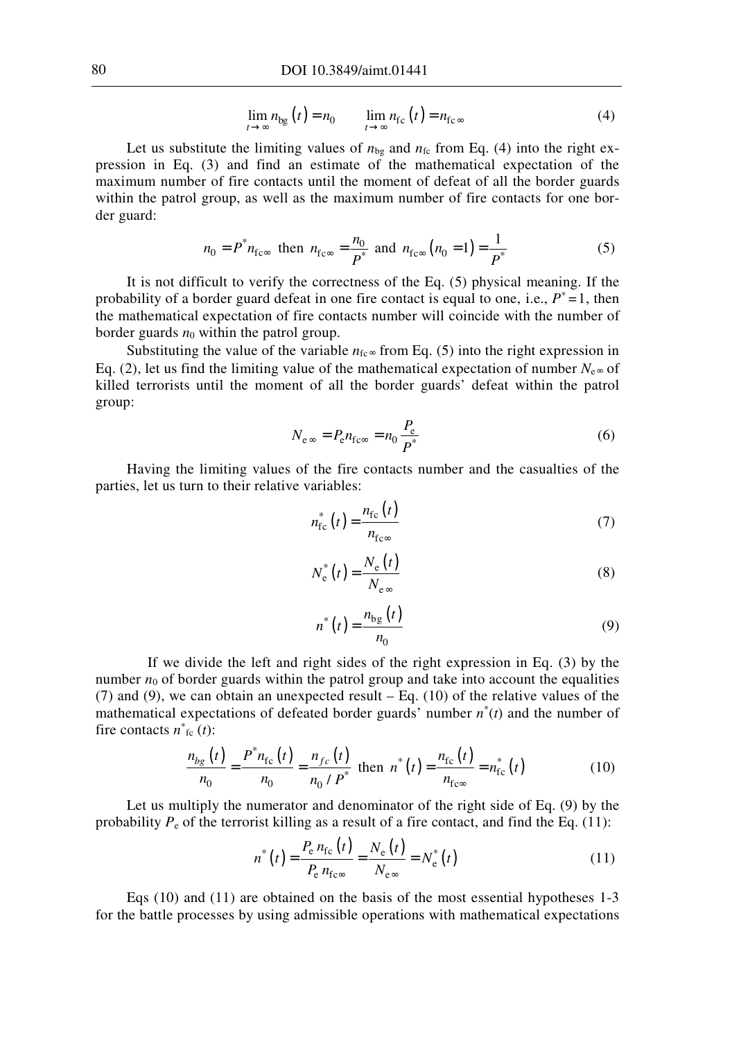$$\lim_{t\to\infty} n_{\mathrm{bg}}(t) = n_0 \qquad \lim_{t\to\infty} n_{\mathrm{fc}}(t) = n_{\mathrm{fc}\,\infty} \tag{4}$$

Let us substitute the limiting values of $n_{\mathrm{bg}}$ and $n_{\mathrm{fc}}$ from Eq. (4) into the right expression in Eq. (3) and find an estimate of the mathematical expectation of the maximum number of fire contacts until the moment of defeat of all the border guards within the patrol group, as well as the maximum number of fire contacts for one border guard:

$$n_0 = P^* n_{\mathrm{fc}\infty} \text{ then } n_{\mathrm{fc}\infty} = \frac{n_0}{P^*} \text{ and } n_{\mathrm{fc}\infty}(n_0 = 1) = \frac{1}{P^*} \tag{5}$$

It is not difficult to verify the correctness of the Eq. (5) physical meaning. If the probability of a border guard defeat in one fire contact is equal to one, i.e., $P^* = 1$, then the mathematical expectation of fire contacts number will coincide with the number of border guards $n_0$ within the patrol group.

Substituting the value of the variable $n_{\mathrm{fc}\,\infty}$ from Eq. (5) into the right expression in Eq. (2), let us find the limiting value of the mathematical expectation of number $N_{\mathrm{e}\,\infty}$ of killed terrorists until the moment of all the border guards' defeat within the patrol group:

$$N_{\mathrm{e}\,\infty} = P_{\mathrm{e}} n_{\mathrm{fc}\infty} = n_0 \frac{P_{\mathrm{e}}}{P^*} \tag{6}$$

Having the limiting values of the fire contacts number and the casualties of the parties, let us turn to their relative variables:

$$n^*_{\mathrm{fc}}(t) = \frac{n_{\mathrm{fc}}(t)}{n_{\mathrm{fc}\infty}} \tag{7}$$

$$N^*_{\mathrm{e}}(t) = \frac{N_{\mathrm{e}}(t)}{N_{\mathrm{e}\,\infty}} \tag{8}$$

$$n^*(t) = \frac{n_{\mathrm{bg}}(t)}{n_0} \tag{9}$$

If we divide the left and right sides of the right expression in Eq. (3) by the number $n_0$ of border guards within the patrol group and take into account the equalities (7) and (9), we can obtain an unexpected result – Eq. (10) of the relative values of the mathematical expectations of defeated border guards' number $n^*(t)$ and the number of fire contacts $n^*_{\mathrm{fc}}(t)$:

$$\frac{n_{bg}(t)}{n_0} = \frac{P^* n_{\mathrm{fc}}(t)}{n_0} = \frac{n_{fc}(t)}{n_0 / P^*} \text{ then } n^*(t) = \frac{n_{\mathrm{fc}}(t)}{n_{\mathrm{fc}\infty}} = n^*_{\mathrm{fc}}(t) \tag{10}$$

Let us multiply the numerator and denominator of the right side of Eq. (9) by the probability $P_{\mathrm{e}}$ of the terrorist killing as a result of a fire contact, and find the Eq. (11):

$$n^*(t) = \frac{P_{\mathrm{e}}\, n_{\mathrm{fc}}(t)}{P_{\mathrm{e}}\, n_{\mathrm{fc}\infty}} = \frac{N_{\mathrm{e}}(t)}{N_{\mathrm{e}\,\infty}} = N^*_{\mathrm{e}}(t) \tag{11}$$

Eqs (10) and (11) are obtained on the basis of the most essential hypotheses 1-3 for the battle processes by using admissible operations with mathematical expectations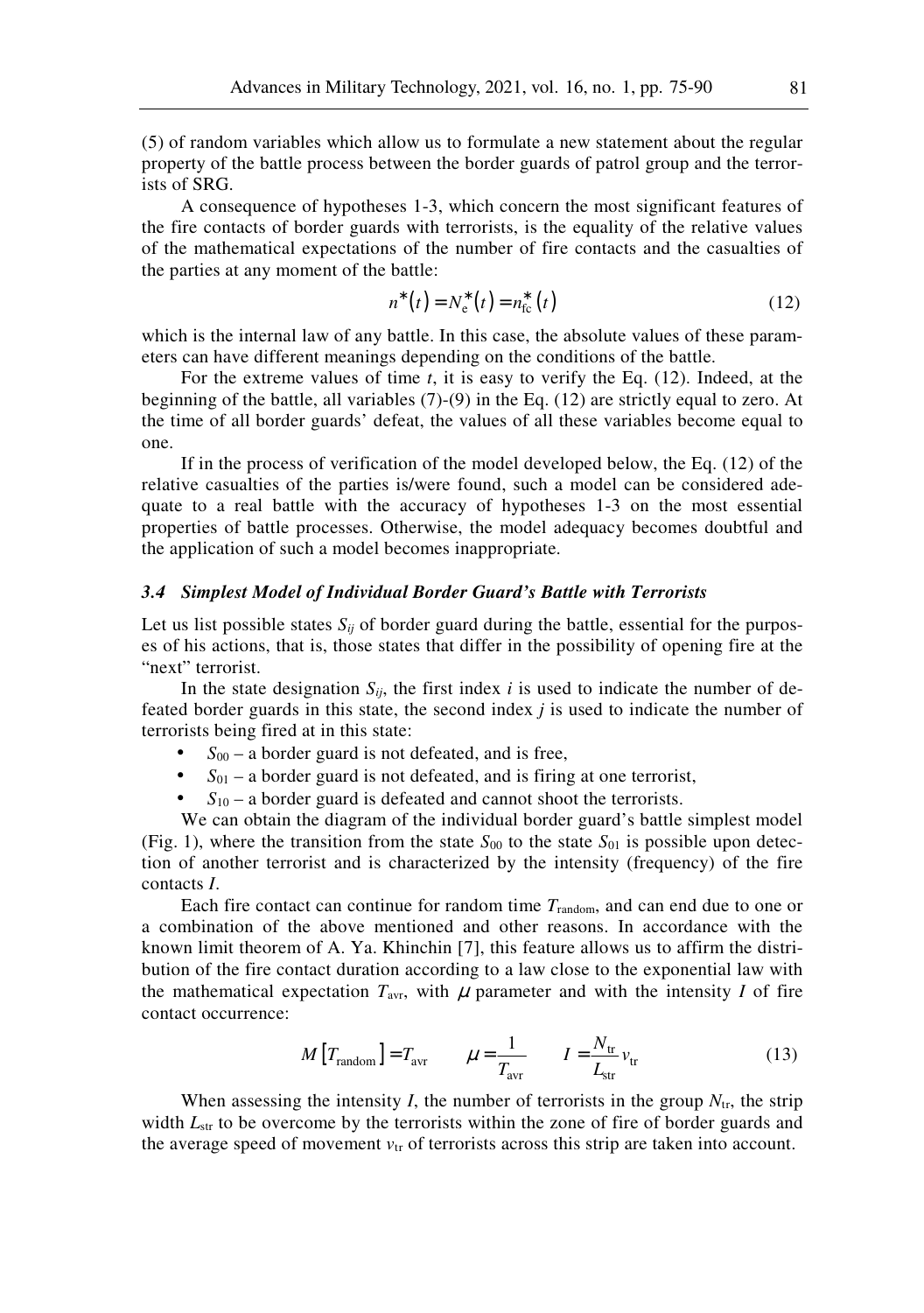(5) of random variables which allow us to formulate a new statement about the regular property of the battle process between the border guards of patrol group and the terrorists of SRG.

A consequence of hypotheses 1-3, which concern the most significant features of the fire contacts of border guards with terrorists, is the equality of the relative values of the mathematical expectations of the number of fire contacts and the casualties of the parties at any moment of the battle:

$$n^*(t) = N_{\mathrm{e}}^*(t) = n_{\mathrm{fc}}^*(t) \tag{12}$$

which is the internal law of any battle. In this case, the absolute values of these parameters can have different meanings depending on the conditions of the battle.

For the extreme values of time $t$, it is easy to verify the Eq. (12). Indeed, at the beginning of the battle, all variables (7)-(9) in the Eq. (12) are strictly equal to zero. At the time of all border guards' defeat, the values of all these variables become equal to one.

If in the process of verification of the model developed below, the Eq. (12) of the relative casualties of the parties is/were found, such a model can be considered adequate to a real battle with the accuracy of hypotheses 1-3 on the most essential properties of battle processes. Otherwise, the model adequacy becomes doubtful and the application of such a model becomes inappropriate.

### *3.4 Simplest Model of Individual Border Guard's Battle with Terrorists*

Let us list possible states $S_{ij}$ of border guard during the battle, essential for the purposes of his actions, that is, those states that differ in the possibility of opening fire at the "next" terrorist.

In the state designation $S_{ij}$, the first index $i$ is used to indicate the number of defeated border guards in this state, the second index $j$ is used to indicate the number of terrorists being fired at in this state:

- $S_{00}$ – a border guard is not defeated, and is free,
- $S_{01}$ – a border guard is not defeated, and is firing at one terrorist,
- $S_{10}$ – a border guard is defeated and cannot shoot the terrorists.

We can obtain the diagram of the individual border guard's battle simplest model (Fig. 1), where the transition from the state $S_{00}$ to the state $S_{01}$ is possible upon detection of another terrorist and is characterized by the intensity (frequency) of the fire contacts $I$.

Each fire contact can continue for random time $T_{\mathrm{random}}$, and can end due to one or a combination of the above mentioned and other reasons. In accordance with the known limit theorem of A. Ya. Khinchin [7], this feature allows us to affirm the distribution of the fire contact duration according to a law close to the exponential law with the mathematical expectation $T_{\mathrm{avr}}$, with $\mu$ parameter and with the intensity $I$ of fire contact occurrence:

$$M\left[T_{\mathrm{random}}\right] = T_{\mathrm{avr}} \qquad \mu = \frac{1}{T_{\mathrm{avr}}} \qquad I = \frac{N_{\mathrm{tr}}}{L_{\mathrm{str}}} v_{\mathrm{tr}} \tag{13}$$

When assessing the intensity $I$, the number of terrorists in the group $N_{\mathrm{tr}}$, the strip width $L_{\mathrm{str}}$ to be overcome by the terrorists within the zone of fire of border guards and the average speed of movement $v_{\mathrm{tr}}$ of terrorists across this strip are taken into account.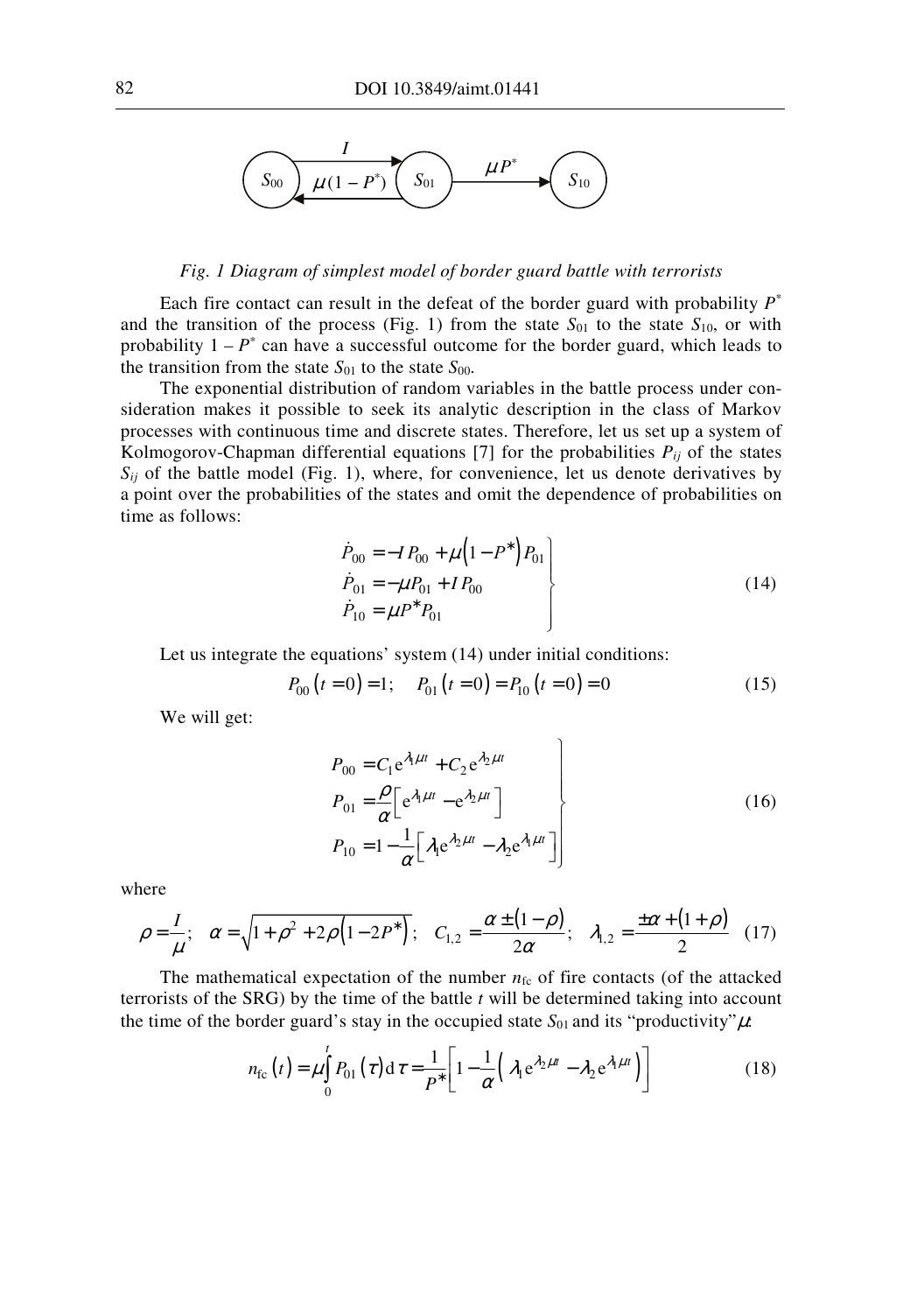Fig. 1 Diagram of simplest model of border guard battle with terrorists

Each fire contact can result in the defeat of the border guard with probability $P^*$ and the transition of the process (Fig. 1) from the state $S_{01}$ to the state $S_{10}$, or with probability $1 - P^*$ can have a successful outcome for the border guard, which leads to the transition from the state $S_{01}$ to the state $S_{00}$.

The exponential distribution of random variables in the battle process under consideration makes it possible to seek its analytic description in the class of Markov processes with continuous time and discrete states. Therefore, let us set up a system of Kolmogorov-Chapman differential equations [7] for the probabilities $P_{ij}$ of the states $S_{ij}$ of the battle model (Fig. 1), where, for convenience, let us denote derivatives by a point over the probabilities of the states and omit the dependence of probabilities on time as follows:

$$\left.\begin{aligned} \dot{P}_{00} &= -I\,P_{00} + \mu\left(1 - P^*\right)P_{01} \\ \dot{P}_{01} &= -\mu P_{01} + I\,P_{00} \\ \dot{P}_{10} &= \mu P^* P_{01} \end{aligned}\right\} \tag{14}$$

Let us integrate the equations' system (14) under initial conditions:

$$P_{00}\left(t = 0\right) = 1; \quad P_{01}\left(t = 0\right) = P_{10}\left(t = 0\right) = 0 \tag{15}$$

We will get:

$$\left.\begin{aligned} P_{00} &= C_1 \mathrm{e}^{\lambda_1 \mu t} + C_2 \mathrm{e}^{\lambda_2 \mu t} \\ P_{01} &= \frac{\rho}{\alpha}\left[\mathrm{e}^{\lambda_1 \mu t} - \mathrm{e}^{\lambda_2 \mu t}\right] \\ P_{10} &= 1 - \frac{1}{\alpha}\left[\lambda_1 \mathrm{e}^{\lambda_2 \mu t} - \lambda_2 \mathrm{e}^{\lambda_1 \mu t}\right] \end{aligned}\right\} \tag{16}$$

where

$$\rho = \frac{I}{\mu}; \quad \alpha = \sqrt{1 + \rho^2 + 2\rho\left(1 - 2P^*\right)}; \quad C_{1,2} = \frac{\alpha \pm \left(1 - \rho\right)}{2\alpha}; \quad \lambda_{1,2} = \frac{\pm\alpha + \left(1 + \rho\right)}{2} \tag{17}$$

The mathematical expectation of the number $n_{\mathrm{fc}}$ of fire contacts (of the attacked terrorists of the SRG) by the time of the battle $t$ will be determined taking into account the time of the border guard's stay in the occupied state $S_{01}$ and its "productivity" $\mu$:

$$n_{\mathrm{fc}}\left(t\right) = \mu\int_0^t P_{01}\left(\tau\right)\mathrm{d}\tau = \frac{1}{P^*}\left[1 - \frac{1}{\alpha}\left(\lambda_1 \mathrm{e}^{\lambda_2 \mu t} - \lambda_2 \mathrm{e}^{\lambda_1 \mu t}\right)\right] \tag{18}$$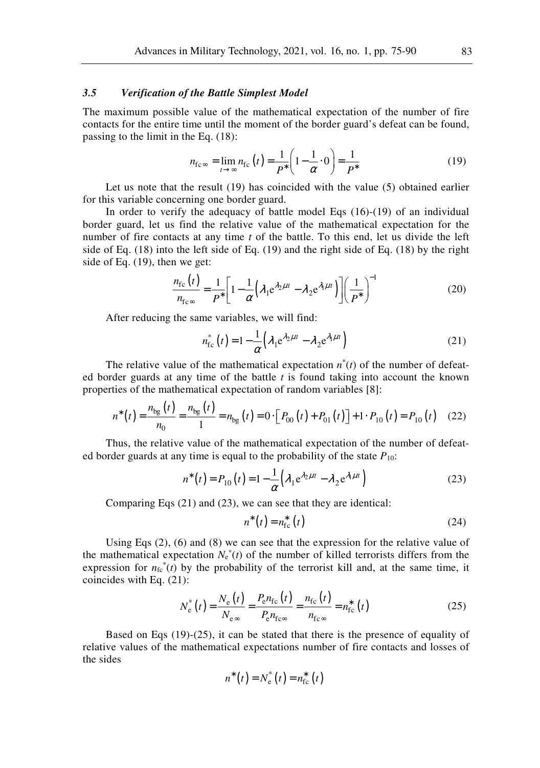### 3.5 *Verification of the Battle Simplest Model*

The maximum possible value of the mathematical expectation of the number of fire contacts for the entire time until the moment of the border guard's defeat can be found, passing to the limit in the Eq. (18):

$$n_{\text{fc}\infty} = \lim_{t \to \infty} n_{\text{fc}}(t) = \frac{1}{P^*}\left(1 - \frac{1}{\alpha} \cdot 0\right) = \frac{1}{P^*} \tag{19}$$

Let us note that the result (19) has coincided with the value (5) obtained earlier for this variable concerning one border guard.

In order to verify the adequacy of battle model Eqs (16)-(19) of an individual border guard, let us find the relative value of the mathematical expectation for the number of fire contacts at any time $t$ of the battle. To this end, let us divide the left side of Eq. (18) into the left side of Eq. (19) and the right side of Eq. (18) by the right side of Eq. (19), then we get:

$$\frac{n_{\text{fc}}(t)}{n_{\text{fc}\infty}} = \frac{1}{P^*}\left[1 - \frac{1}{\alpha}\left(\lambda_1 e^{\lambda_2 \mu t} - \lambda_2 e^{\lambda_1 \mu t}\right)\right]\left(\frac{1}{P^*}\right)^{-1} \tag{20}$$

After reducing the same variables, we will find:

$$n_{\text{fc}}^*(t) = 1 - \frac{1}{\alpha}\left(\lambda_1 e^{\lambda_2 \mu t} - \lambda_2 e^{\lambda_1 \mu t}\right) \tag{21}$$

The relative value of the mathematical expectation $n^*(t)$ of the number of defeated border guards at any time of the battle $t$ is found taking into account the known properties of the mathematical expectation of random variables [8]:

$$n^*(t) = \frac{n_{\text{bg}}(t)}{n_0} = \frac{n_{\text{bg}}(t)}{1} = n_{\text{bg}}(t) = 0 \cdot \left[P_{00}(t) + P_{01}(t)\right] + 1 \cdot P_{10}(t) = P_{10}(t) \tag{22}$$

Thus, the relative value of the mathematical expectation of the number of defeated border guards at any time is equal to the probability of the state $P_{10}$:

$$n^*(t) = P_{10}(t) = 1 - \frac{1}{\alpha}\left(\lambda_1 e^{\lambda_2 \mu t} - \lambda_2 e^{\lambda_1 \mu t}\right) \tag{23}$$

Comparing Eqs (21) and (23), we can see that they are identical:

$$n^*(t) = n_{\text{fc}}^*(t) \tag{24}$$

Using Eqs (2), (6) and (8) we can see that the expression for the relative value of the mathematical expectation $N_{\text{e}}^*(t)$ of the number of killed terrorists differs from the expression for $n_{\text{fc}}^*(t)$ by the probability of the terrorist kill and, at the same time, it coincides with Eq. (21):

$$N_{\text{e}}^*(t) = \frac{N_{\text{e}}(t)}{N_{\text{e}\infty}} = \frac{P_{\text{e}} n_{\text{fc}}(t)}{P_{\text{e}} n_{\text{fc}\infty}} = \frac{n_{\text{fc}}(t)}{n_{\text{fc}\infty}} = n_{\text{fc}}^*(t) \tag{25}$$

Based on Eqs (19)-(25), it can be stated that there is the presence of equality of relative values of the mathematical expectations number of fire contacts and losses of the sides

$$n^*(t) = N_{\text{e}}^*(t) = n_{\text{fc}}^*(t)$$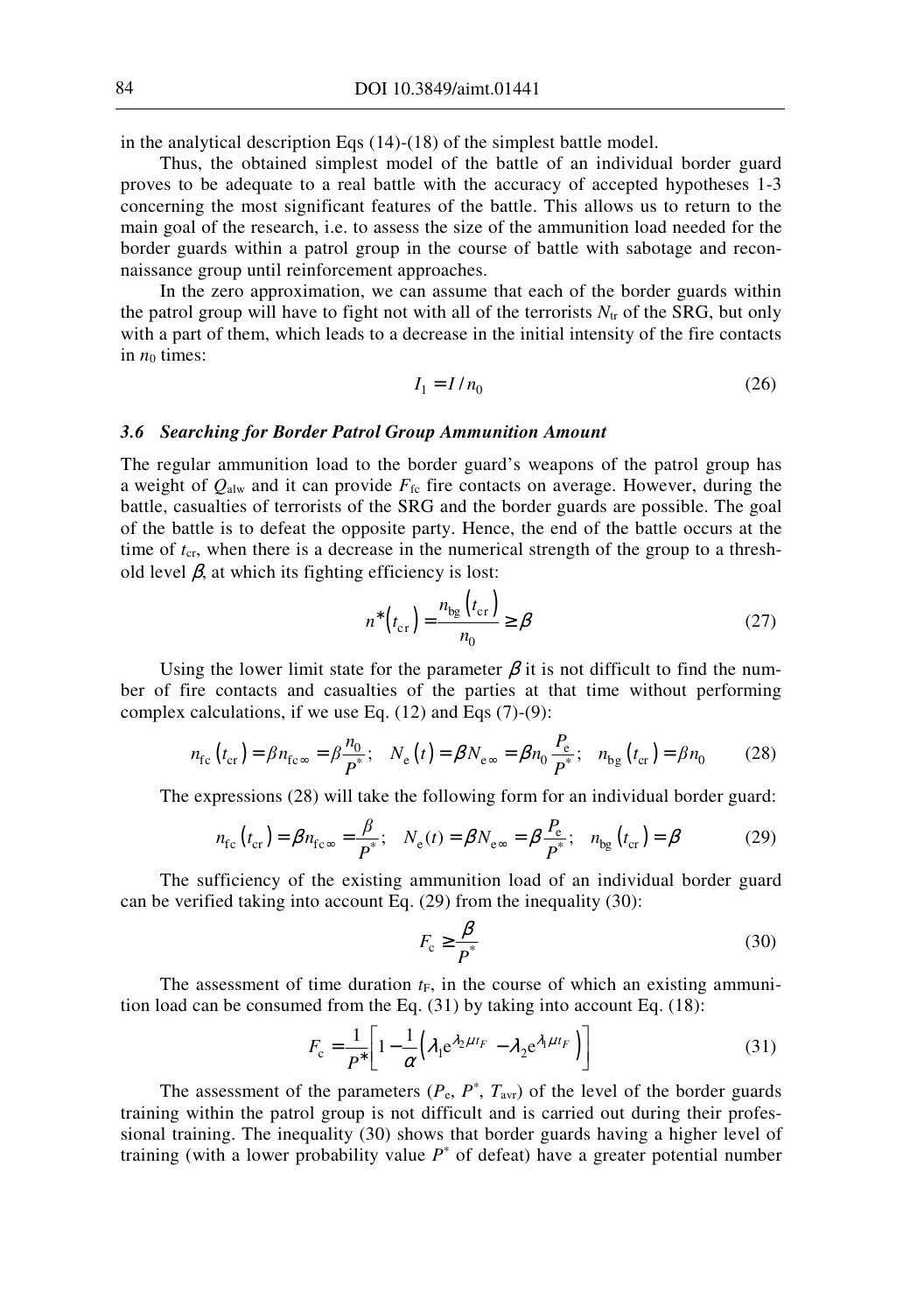in the analytical description Eqs (14)-(18) of the simplest battle model.

Thus, the obtained simplest model of the battle of an individual border guard proves to be adequate to a real battle with the accuracy of accepted hypotheses 1-3 concerning the most significant features of the battle. This allows us to return to the main goal of the research, i.e. to assess the size of the ammunition load needed for the border guards within a patrol group in the course of battle with sabotage and reconnaissance group until reinforcement approaches.

In the zero approximation, we can assume that each of the border guards within the patrol group will have to fight not with all of the terrorists $N_{\mathrm{tr}}$ of the SRG, but only with a part of them, which leads to a decrease in the initial intensity of the fire contacts in $n_0$ times:

$$I_1 = I / n_0 \tag{26}$$

### *3.6 Searching for Border Patrol Group Ammunition Amount*

The regular ammunition load to the border guard's weapons of the patrol group has a weight of $Q_{\mathrm{alw}}$ and it can provide $F_{\mathrm{fc}}$ fire contacts on average. However, during the battle, casualties of terrorists of the SRG and the border guards are possible. The goal of the battle is to defeat the opposite party. Hence, the end of the battle occurs at the time of $t_{\mathrm{cr}}$, when there is a decrease in the numerical strength of the group to a threshold level $\beta$, at which its fighting efficiency is lost:

$$n^*\left(t_{\mathrm{cr}}\right) = \frac{n_{\mathrm{bg}}\left(t_{\mathrm{cr}}\right)}{n_0} \geq \beta \tag{27}$$

Using the lower limit state for the parameter $\beta$ it is not difficult to find the number of fire contacts and casualties of the parties at that time without performing complex calculations, if we use Eq. (12) and Eqs (7)-(9):

$$n_{\mathrm{fc}}\left(t_{\mathrm{cr}}\right) = \beta n_{\mathrm{fc}\infty} = \beta \frac{n_0}{P^*}; \quad N_{\mathrm{e}}\left(t\right) = \beta N_{\mathrm{e}\infty} = \beta n_0 \frac{P_{\mathrm{e}}}{P^*}; \quad n_{\mathrm{bg}}\left(t_{\mathrm{cr}}\right) = \beta n_0 \tag{28}$$

The expressions (28) will take the following form for an individual border guard:

$$n_{\mathrm{fc}}\left(t_{\mathrm{cr}}\right) = \beta n_{\mathrm{fc}\infty} = \frac{\beta}{P^*}; \quad N_{\mathrm{e}}(t) = \beta N_{\mathrm{e}\infty} = \beta \frac{P_{\mathrm{e}}}{P^*}; \quad n_{\mathrm{bg}}\left(t_{\mathrm{cr}}\right) = \beta \tag{29}$$

The sufficiency of the existing ammunition load of an individual border guard can be verified taking into account Eq. (29) from the inequality (30):

$$F_{\mathrm{c}} \geq \frac{\beta}{P^*} \tag{30}$$

The assessment of time duration $t_F$, in the course of which an existing ammunition load can be consumed from the Eq. (31) by taking into account Eq. (18):

$$F_{\mathrm{c}} = \frac{1}{P^*}\left[1 - \frac{1}{\alpha}\left(\lambda_1 \mathrm{e}^{\lambda_2 \mu t_F} - \lambda_2 \mathrm{e}^{\lambda_1 \mu t_F}\right)\right] \tag{31}$$

The assessment of the parameters ($P_{\mathrm{e}}$, $P^*$, $T_{\mathrm{avr}}$) of the level of the border guards training within the patrol group is not difficult and is carried out during their professional training. The inequality (30) shows that border guards having a higher level of training (with a lower probability value $P^*$ of defeat) have a greater potential number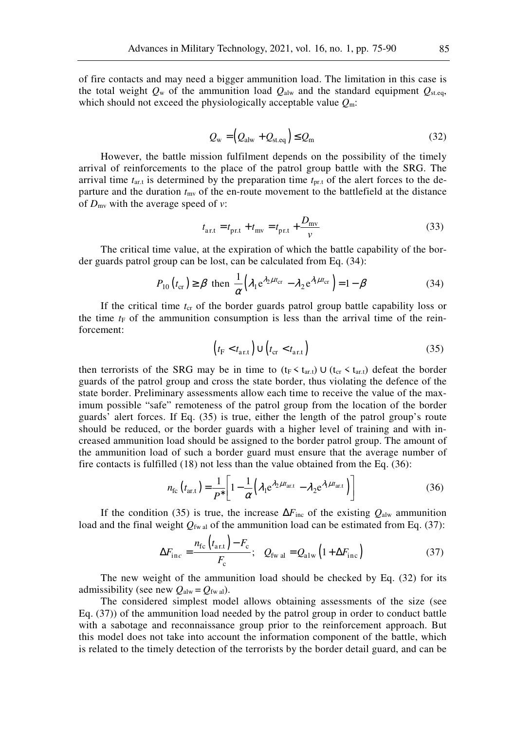of fire contacts and may need a bigger ammunition load. The limitation in this case is the total weight $Q_{\text{w}}$ of the ammunition load $Q_{\text{alw}}$ and the standard equipment $Q_{\text{st.eq}}$, which should not exceed the physiologically acceptable value $Q_{\text{m}}$:

$$Q_{\text{w}} = \left(Q_{\text{alw}} + Q_{\text{st.eq}}\right) \le Q_{\text{m}} \tag{32}$$

However, the battle mission fulfilment depends on the possibility of the timely arrival of reinforcements to the place of the patrol group battle with the SRG. The arrival time $t_{\text{ar.t}}$ is determined by the preparation time $t_{\text{pr.t}}$ of the alert forces to the departure and the duration $t_{\text{mv}}$ of the en-route movement to the battlefield at the distance of $D_{\text{mv}}$ with the average speed of $v$:

$$t_{\text{ar.t}} = t_{\text{pr.t}} + t_{\text{mv}} = t_{\text{pr.t}} + \frac{D_{\text{mv}}}{v} \tag{33}$$

The critical time value, at the expiration of which the battle capability of the border guards patrol group can be lost, can be calculated from Eq. (34):

$$P_{10}\left(t_{\text{cr}}\right) \ge \beta \text{ then } \frac{1}{\alpha}\left(\lambda_1 \mathrm{e}^{\lambda_2 \mu t_{\text{cr}}} - \lambda_2 \mathrm{e}^{\lambda_1 \mu t_{\text{cr}}}\right) = 1 - \beta \tag{34}$$

If the critical time $t_{\text{cr}}$ of the border guards patrol group battle capability loss or the time $t_{\text{F}}$ of the ammunition consumption is less than the arrival time of the reinforcement:

$$\left(t_{\text{F}} < t_{\text{ar.t}}\right) \cup \left(t_{\text{cr}} < t_{\text{ar.t}}\right) \tag{35}$$

then terrorists of the SRG may be in time to $(t_{\text{F}} < t_{\text{ar.t}}) \cup (t_{\text{cr}} < t_{\text{ar.t}})$ defeat the border guards of the patrol group and cross the state border, thus violating the defence of the state border. Preliminary assessments allow each time to receive the value of the maximum possible "safe" remoteness of the patrol group from the location of the border guards' alert forces. If Eq. (35) is true, either the length of the patrol group's route should be reduced, or the border guards with a higher level of training and with increased ammunition load should be assigned to the border patrol group. The amount of the ammunition load of such a border guard must ensure that the average number of fire contacts is fulfilled (18) not less than the value obtained from the Eq. (36):

$$n_{\text{fc}}\left(t_{\text{ar.t}}\right) = \frac{1}{P^*}\left[1 - \frac{1}{\alpha}\left(\lambda_1 \mathrm{e}^{\lambda_2 \mu t_{\text{ar.t}}} - \lambda_2 \mathrm{e}^{\lambda_1 \mu t_{\text{ar.t}}}\right)\right] \tag{36}$$

If the condition (35) is true, the increase $\Delta F_{\text{inc}}$ of the existing $Q_{\text{alw}}$ ammunition load and the final weight $Q_{\text{fw al}}$ of the ammunition load can be estimated from Eq. (37):

$$\Delta F_{\text{inc}} = \frac{n_{\text{fc}}\left(t_{\text{ar.t}}\right) - F_{\text{c}}}{F_{\text{c}}}; \quad Q_{\text{fw al}} = Q_{\text{alw}}\left(1 + \Delta F_{\text{inc}}\right) \tag{37}$$

The new weight of the ammunition load should be checked by Eq. (32) for its admissibility (see new $Q_{\text{alw}} = Q_{\text{fw al}}$).

The considered simplest model allows obtaining assessments of the size (see Eq. (37)) of the ammunition load needed by the patrol group in order to conduct battle with a sabotage and reconnaissance group prior to the reinforcement approach. But this model does not take into account the information component of the battle, which is related to the timely detection of the terrorists by the border detail guard, and can be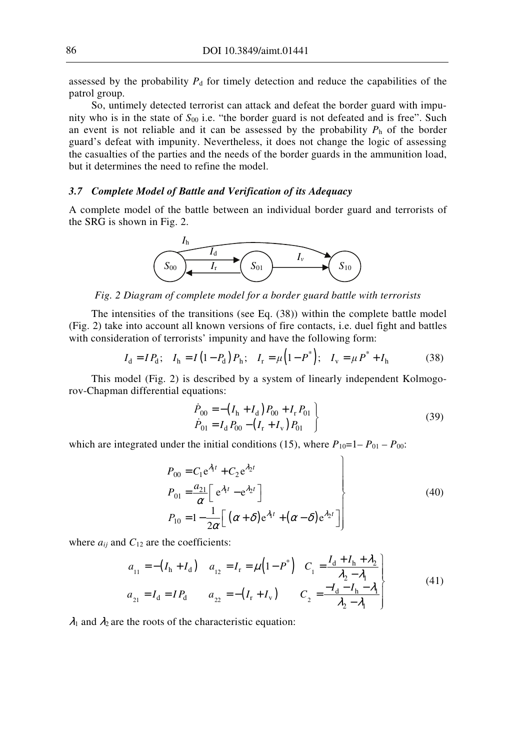assessed by the probability $P_d$ for timely detection and reduce the capabilities of the patrol group.

So, untimely detected terrorist can attack and defeat the border guard with impunity who is in the state of $S_{00}$ i.e. "the border guard is not defeated and is free". Such an event is not reliable and it can be assessed by the probability $P_h$ of the border guard's defeat with impunity. Nevertheless, it does not change the logic of assessing the casualties of the parties and the needs of the border guards in the ammunition load, but it determines the need to refine the model.

### *3.7 Complete Model of Battle and Verification of its Adequacy*

A complete model of the battle between an individual border guard and terrorists of the SRG is shown in Fig. 2.

*Fig. 2 Diagram of complete model for a border guard battle with terrorists*

The intensities of the transitions (see Eq. (38)) within the complete battle model (Fig. 2) take into account all known versions of fire contacts, i.e. duel fight and battles with consideration of terrorists' impunity and have the following form:

$$I_d = I P_d; \quad I_h = I(1 - P_d) P_h; \quad I_r = \mu\left(1 - P^*\right); \quad I_v = \mu P^* + I_h \tag{38}$$

This model (Fig. 2) is described by a system of linearly independent Kolmogorov-Chapman differential equations:

$$\left.\begin{aligned} \dot{P}_{00} &= -\left(I_h + I_d\right) P_{00} + I_r P_{01} \\ \dot{P}_{01} &= I_d P_{00} - \left(I_r + I_v\right) P_{01} \end{aligned}\right\} \tag{39}$$

which are integrated under the initial conditions (15), where $P_{10}=1-P_{01}-P_{00}$:

$$\left.\begin{aligned} P_{00} &= C_1 e^{\lambda_1 t} + C_2 e^{\lambda_2 t} \\ P_{01} &= \frac{a_{21}}{\alpha}\left[ e^{\lambda_1 t} - e^{\lambda_2 t} \right] \\ P_{10} &= 1 - \frac{1}{2\alpha}\left[ (\alpha + \delta) e^{\lambda_1 t} + (\alpha - \delta) e^{\lambda_2 t} \right] \end{aligned}\right\} \tag{40}$$

where $a_{ij}$ and $C_{12}$ are the coefficients:

$$\left.\begin{aligned} a_{11} &= -\left(I_h + I_d\right) \quad & a_{12} &= I_r = \mu\left(1 - P^*\right) \quad & C_1 &= \frac{I_d + I_h + \lambda_2}{\lambda_2 - \lambda_1} \\ a_{21} &= I_d = I P_d \quad & a_{22} &= -\left(I_r + I_v\right) \quad & C_2 &= \frac{-I_d - I_h - \lambda_1}{\lambda_2 - \lambda_1} \end{aligned}\right\} \tag{41}$$

$\lambda_1$ and $\lambda_2$ are the roots of the characteristic equation: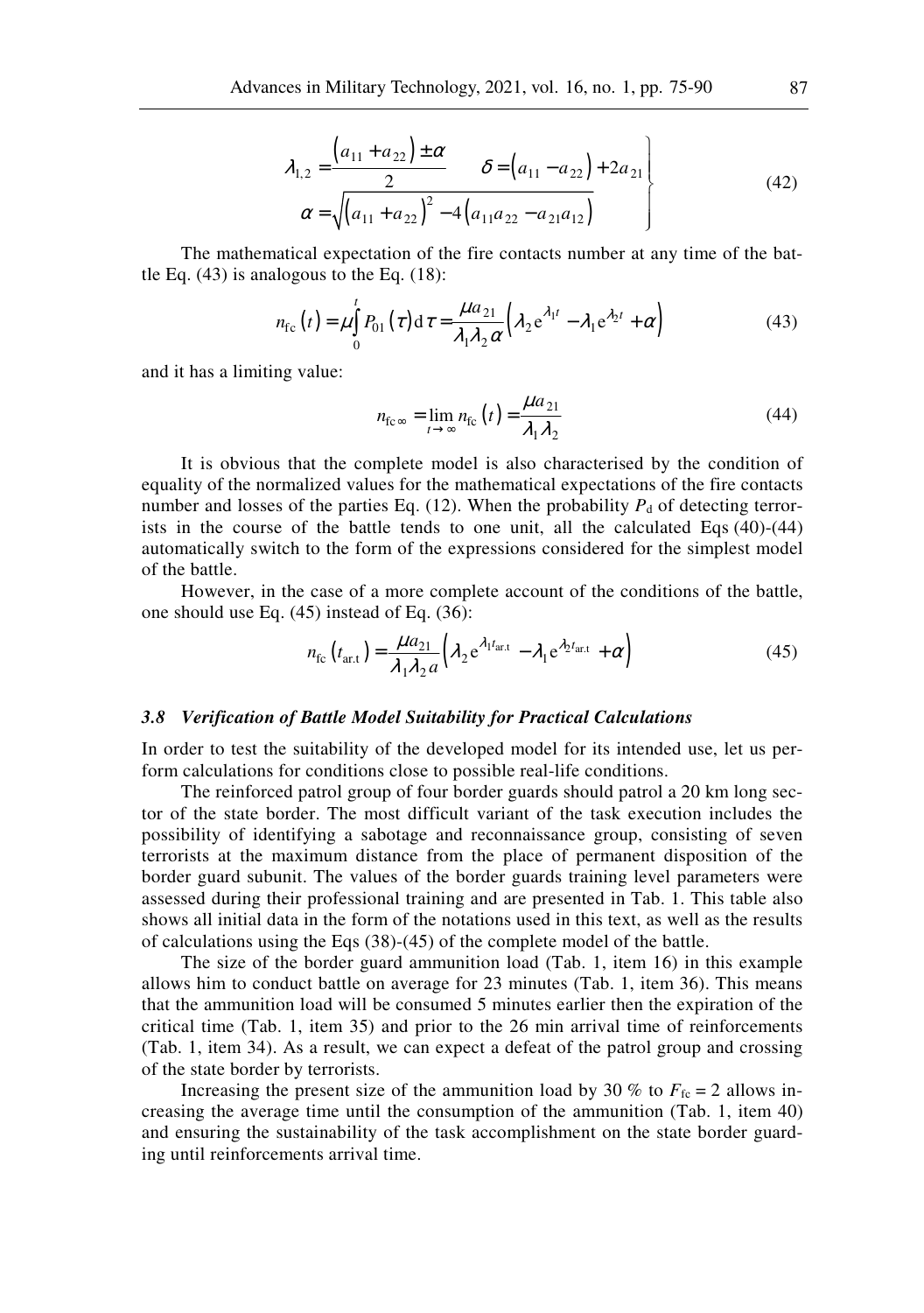$$\left.\begin{aligned} \lambda_{1,2} &= \frac{\left(a_{11}+a_{22}\right) \pm \alpha}{2} \qquad \delta = \left(a_{11}-a_{22}\right) + 2a_{21} \\ \alpha &= \sqrt{\left(a_{11}+a_{22}\right)^2 - 4\left(a_{11}a_{22} - a_{21}a_{12}\right)} \end{aligned}\right\} \tag{42}$$

The mathematical expectation of the fire contacts number at any time of the battle Eq. (43) is analogous to the Eq. (18):

$$n_{\text{fc}}\left(t\right) = \mu \int_0^t P_{01}\left(\tau\right) \mathrm{d}\tau = \frac{\mu a_{21}}{\lambda_1 \lambda_2 \alpha}\left(\lambda_2 \mathrm{e}^{\lambda_1 t} - \lambda_1 \mathrm{e}^{\lambda_2 t} + \alpha\right) \tag{43}$$

and it has a limiting value:

$$n_{\text{fc}\infty} = \lim_{t \to \infty} n_{\text{fc}}\left(t\right) = \frac{\mu a_{21}}{\lambda_1 \lambda_2} \tag{44}$$

It is obvious that the complete model is also characterised by the condition of equality of the normalized values for the mathematical expectations of the fire contacts number and losses of the parties Eq. (12). When the probability $P_{\text{d}}$ of detecting terrorists in the course of the battle tends to one unit, all the calculated Eqs (40)-(44) automatically switch to the form of the expressions considered for the simplest model of the battle.

However, in the case of a more complete account of the conditions of the battle, one should use Eq. (45) instead of Eq. (36):

$$n_{\text{fc}}\left(t_{\text{ar.t}}\right) = \frac{\mu a_{21}}{\lambda_1 \lambda_2 a}\left(\lambda_2 \mathrm{e}^{\lambda_1 t_{\text{ar.t}}} - \lambda_1 \mathrm{e}^{\lambda_2 t_{\text{ar.t}}} + \alpha\right) \tag{45}$$

### *3.8 Verification of Battle Model Suitability for Practical Calculations*

In order to test the suitability of the developed model for its intended use, let us perform calculations for conditions close to possible real-life conditions.

The reinforced patrol group of four border guards should patrol a 20 km long sector of the state border. The most difficult variant of the task execution includes the possibility of identifying a sabotage and reconnaissance group, consisting of seven terrorists at the maximum distance from the place of permanent disposition of the border guard subunit. The values of the border guards training level parameters were assessed during their professional training and are presented in Tab. 1. This table also shows all initial data in the form of the notations used in this text, as well as the results of calculations using the Eqs (38)-(45) of the complete model of the battle.

The size of the border guard ammunition load (Tab. 1, item 16) in this example allows him to conduct battle on average for 23 minutes (Tab. 1, item 36). This means that the ammunition load will be consumed 5 minutes earlier then the expiration of the critical time (Tab. 1, item 35) and prior to the 26 min arrival time of reinforcements (Tab. 1, item 34). As a result, we can expect a defeat of the patrol group and crossing of the state border by terrorists.

Increasing the present size of the ammunition load by 30 % to $F_{\text{fc}} = 2$ allows increasing the average time until the consumption of the ammunition (Tab. 1, item 40) and ensuring the sustainability of the task accomplishment on the state border guarding until reinforcements arrival time.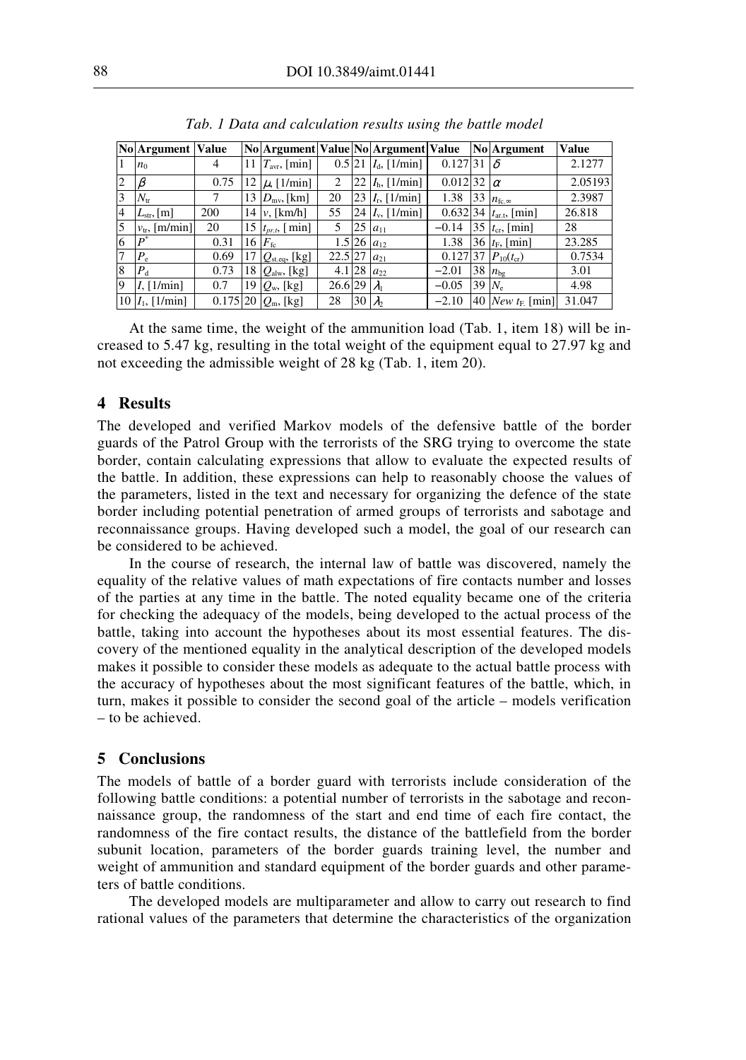*Tab. 1 Data and calculation results using the battle model*

| No | Argument | Value | No | Argument | Value | No | Argument | Value | No | Argument | Value |
|---|---|---|---|---|---|---|---|---|---|---|---|
| 1 | $n_0$ | 4 | 11 | $T_{\text{avr}}$, [min] | 0.5 | 21 | $I_{\text{d}}$, [1/min] | 0.127 | 31 | $\delta$ | 2.1277 |
| 2 | $\beta$ | 0.75 | 12 | $\mu$, [1/min] | 2 | 22 | $I_{\text{h}}$, [1/min] | 0.012 | 32 | $\alpha$ | 2.05193 |
| 3 | $N_{\text{tr}}$ | 7 | 13 | $D_{\text{mv}}$, [km] | 20 | 23 | $I_{\text{r}}$, [1/min] | 1.38 | 33 | $n_{\text{fc.}\infty}$ | 2.3987 |
| 4 | $L_{\text{str}}$, [m] | 200 | 14 | $v$, [km/h] | 55 | 24 | $I_{\text{v}}$, [1/min] | 0.632 | 34 | $t_{\text{ar.t}}$, [min] | 26.818 |
| 5 | $v_{\text{tr}}$, [m/min] | 20 | 15 | $t_{pr.t}$, [ min] | 5 | 25 | $a_{11}$ | −0.14 | 35 | $t_{\text{cr}}$, [min] | 28 |
| 6 | $P^*$ | 0.31 | 16 | $F_{\text{fc}}$ | 1.5 | 26 | $a_{12}$ | 1.38 | 36 | $t_{\text{F}}$, [min] | 23.285 |
| 7 | $P_{\text{e}}$ | 0.69 | 17 | $Q_{\text{st.eq}}$, [kg] | 22.5 | 27 | $a_{21}$ | 0.127 | 37 | $P_{10}(t_{\text{cr}})$ | 0.7534 |
| 8 | $P_{\text{d}}$ | 0.73 | 18 | $Q_{\text{alw}}$, [kg] | 4.1 | 28 | $a_{22}$ | −2.01 | 38 | $n_{\text{bg}}$ | 3.01 |
| 9 | $I$, [1/min] | 0.7 | 19 | $Q_{\text{w}}$, [kg] | 26.6 | 29 | $\lambda_1$ | −0.05 | 39 | $N_{\text{e}}$ | 4.98 |
| 10 | $I_1$, [1/min] | 0.175 | 20 | $Q_{\text{m}}$, [kg] | 28 | 30 | $\lambda_2$ | −2.10 | 40 | *New* $t_{\text{F}}$, [min] | 31.047 |

At the same time, the weight of the ammunition load (Tab. 1, item 18) will be increased to 5.47 kg, resulting in the total weight of the equipment equal to 27.97 kg and not exceeding the admissible weight of 28 kg (Tab. 1, item 20).

## 4 Results

The developed and verified Markov models of the defensive battle of the border guards of the Patrol Group with the terrorists of the SRG trying to overcome the state border, contain calculating expressions that allow to evaluate the expected results of the battle. In addition, these expressions can help to reasonably choose the values of the parameters, listed in the text and necessary for organizing the defence of the state border including potential penetration of armed groups of terrorists and sabotage and reconnaissance groups. Having developed such a model, the goal of our research can be considered to be achieved.

In the course of research, the internal law of battle was discovered, namely the equality of the relative values of math expectations of fire contacts number and losses of the parties at any time in the battle. The noted equality became one of the criteria for checking the adequacy of the models, being developed to the actual process of the battle, taking into account the hypotheses about its most essential features. The discovery of the mentioned equality in the analytical description of the developed models makes it possible to consider these models as adequate to the actual battle process with the accuracy of hypotheses about the most significant features of the battle, which, in turn, makes it possible to consider the second goal of the article – models verification – to be achieved.

## 5 Conclusions

The models of battle of a border guard with terrorists include consideration of the following battle conditions: a potential number of terrorists in the sabotage and reconnaissance group, the randomness of the start and end time of each fire contact, the randomness of the fire contact results, the distance of the battlefield from the border subunit location, parameters of the border guards training level, the number and weight of ammunition and standard equipment of the border guards and other parameters of battle conditions.

The developed models are multiparameter and allow to carry out research to find rational values of the parameters that determine the characteristics of the organization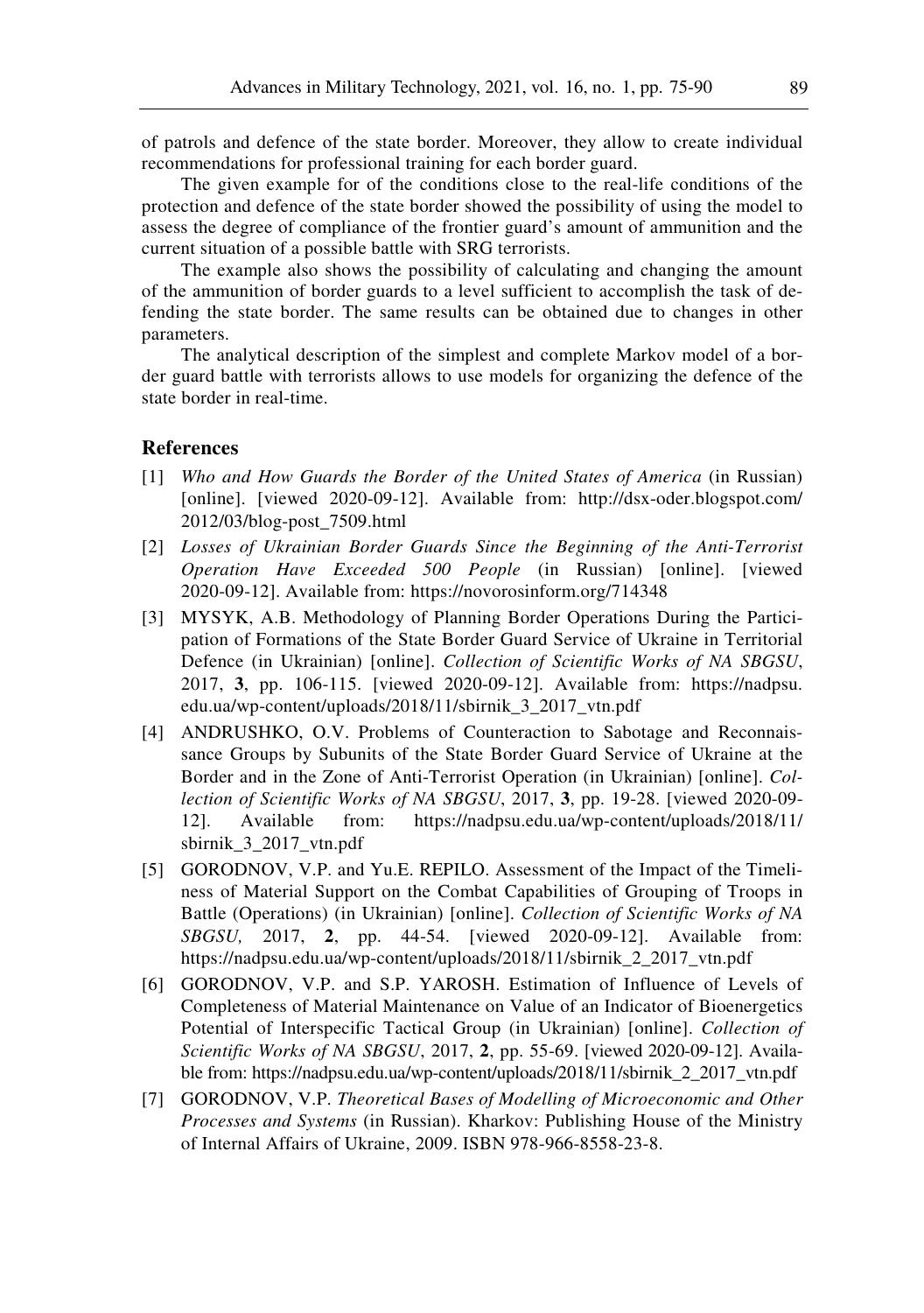of patrols and defence of the state border. Moreover, they allow to create individual recommendations for professional training for each border guard.

The given example for of the conditions close to the real-life conditions of the protection and defence of the state border showed the possibility of using the model to assess the degree of compliance of the frontier guard's amount of ammunition and the current situation of a possible battle with SRG terrorists.

The example also shows the possibility of calculating and changing the amount of the ammunition of border guards to a level sufficient to accomplish the task of defending the state border. The same results can be obtained due to changes in other parameters.

The analytical description of the simplest and complete Markov model of a border guard battle with terrorists allows to use models for organizing the defence of the state border in real-time.

## References

[1] *Who and How Guards the Border of the United States of America* (in Russian) [online]. [viewed 2020-09-12]. Available from: http://dsx-oder.blogspot.com/2012/03/blog-post_7509.html

[2] *Losses of Ukrainian Border Guards Since the Beginning of the Anti-Terrorist Operation Have Exceeded 500 People* (in Russian) [online]. [viewed 2020-09-12]. Available from: https://novorosinform.org/714348

[3] MYSYK, A.B. Methodology of Planning Border Operations During the Participation of Formations of the State Border Guard Service of Ukraine in Territorial Defence (in Ukrainian) [online]. *Collection of Scientific Works of NA SBGSU*, 2017, **3**, pp. 106-115. [viewed 2020-09-12]. Available from: https://nadpsu.edu.ua/wp-content/uploads/2018/11/sbirnik_3_2017_vtn.pdf

[4] ANDRUSHKO, O.V. Problems of Counteraction to Sabotage and Reconnaissance Groups by Subunits of the State Border Guard Service of Ukraine at the Border and in the Zone of Anti-Terrorist Operation (in Ukrainian) [online]. *Collection of Scientific Works of NA SBGSU*, 2017, **3**, pp. 19-28. [viewed 2020-09-12]. Available from: https://nadpsu.edu.ua/wp-content/uploads/2018/11/sbirnik_3_2017_vtn.pdf

[5] GORODNOV, V.P. and Yu.E. REPILO. Assessment of the Impact of the Timeliness of Material Support on the Combat Capabilities of Grouping of Troops in Battle (Operations) (in Ukrainian) [online]. *Collection of Scientific Works of NA SBGSU,* 2017, **2**, pp. 44-54. [viewed 2020-09-12]. Available from: https://nadpsu.edu.ua/wp-content/uploads/2018/11/sbirnik_2_2017_vtn.pdf

[6] GORODNOV, V.P. and S.P. YAROSH. Estimation of Influence of Levels of Completeness of Material Maintenance on Value of an Indicator of Bioenergetics Potential of Interspecific Tactical Group (in Ukrainian) [online]. *Collection of Scientific Works of NA SBGSU*, 2017, **2**, pp. 55-69. [viewed 2020-09-12]. Available from: https://nadpsu.edu.ua/wp-content/uploads/2018/11/sbirnik_2_2017_vtn.pdf

[7] GORODNOV, V.P. *Theoretical Bases of Modelling of Microeconomic and Other Processes and Systems* (in Russian). Kharkov: Publishing House of the Ministry of Internal Affairs of Ukraine, 2009. ISBN 978-966-8558-23-8.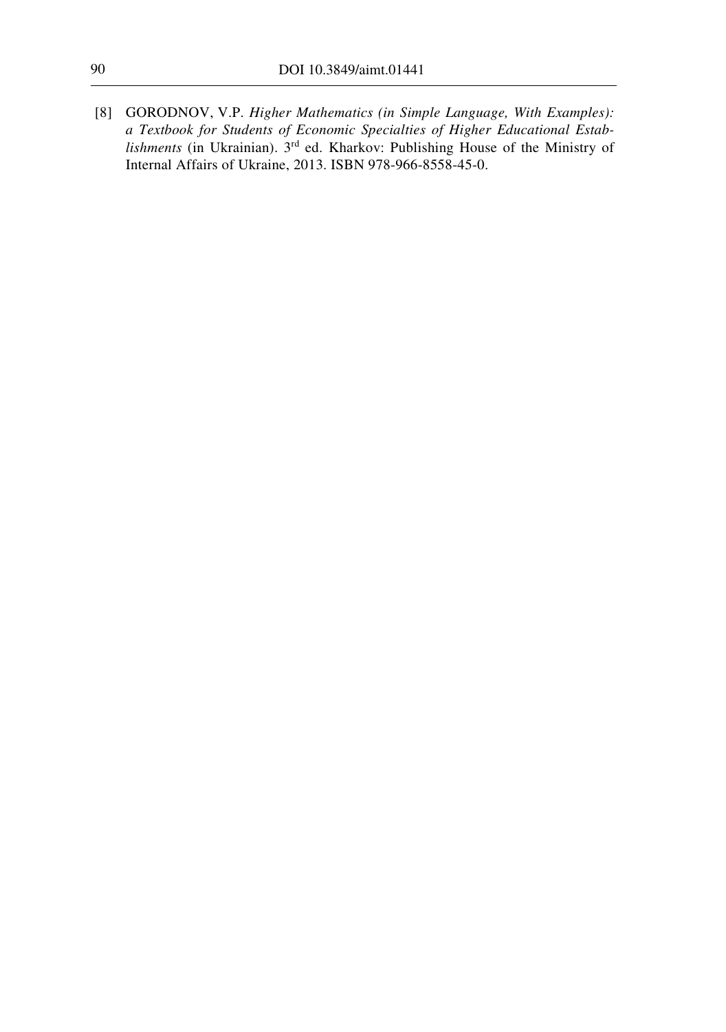[8] GORODNOV, V.P. *Higher Mathematics (in Simple Language, With Examples): a Textbook for Students of Economic Specialties of Higher Educational Establishments* (in Ukrainian). 3rd ed. Kharkov: Publishing House of the Ministry of Internal Affairs of Ukraine, 2013. ISBN 978-966-8558-45-0.